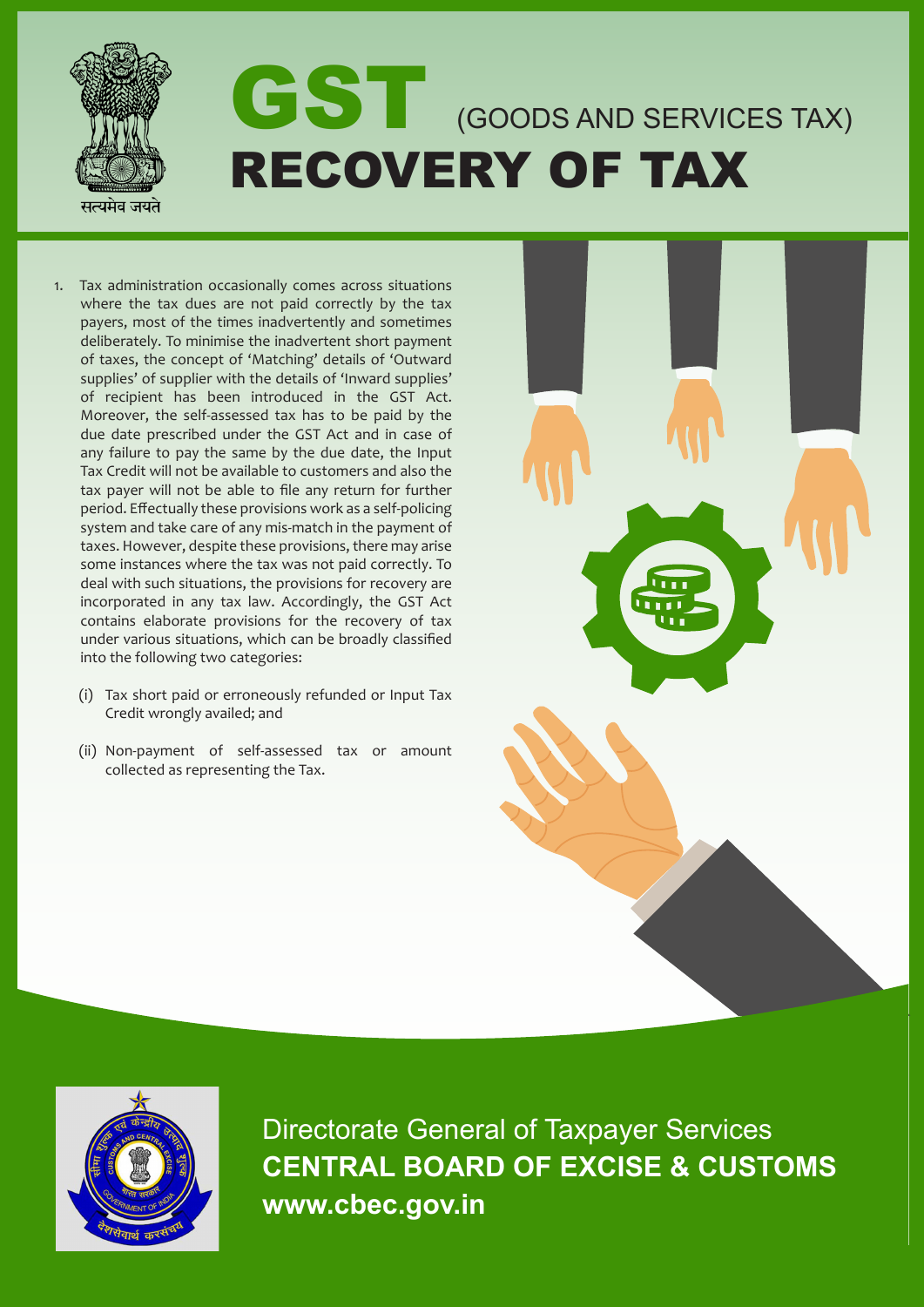# GST (GOODS AND SERVICES TAX)

# RECOVERY OF TAX

1. Tax administration occasionally comes across situations where the tax dues are not paid correctly by the tax payers, most of the times inadvertently and sometimes deliberately. To minimise the inadvertent short payment of taxes, the concept of 'Matching' details of 'Outward supplies' of supplier with the details of 'Inward supplies' of recipient has been introduced in the GST Act. Moreover, the self-assessed tax has to be paid by the due date prescribed under the GST Act and in case of any failure to pay the same by the due date, the Input Tax Credit will not be available to customers and also the tax payer will not be able to file any return for further period. Effectually these provisions work as a self-policing system and take care of any mis-match in the payment of taxes. However, despite these provisions, there may arise some instances where the tax was not paid correctly. To deal with such situations, the provisions for recovery are incorporated in any tax law. Accordingly, the GST Act contains elaborate provisions for the recovery of tax under various situations, which can be broadly classified into the following two categories:

   (i) Tax short paid or erroneously refunded or Input Tax Credit wrongly availed; and

   (ii) Non-payment of self-assessed tax or amount collected as representing the Tax.

Directorate General of Taxpayer Services

**CENTRAL BOARD OF EXCISE & CUSTOMS**

**www.cbec.gov.in**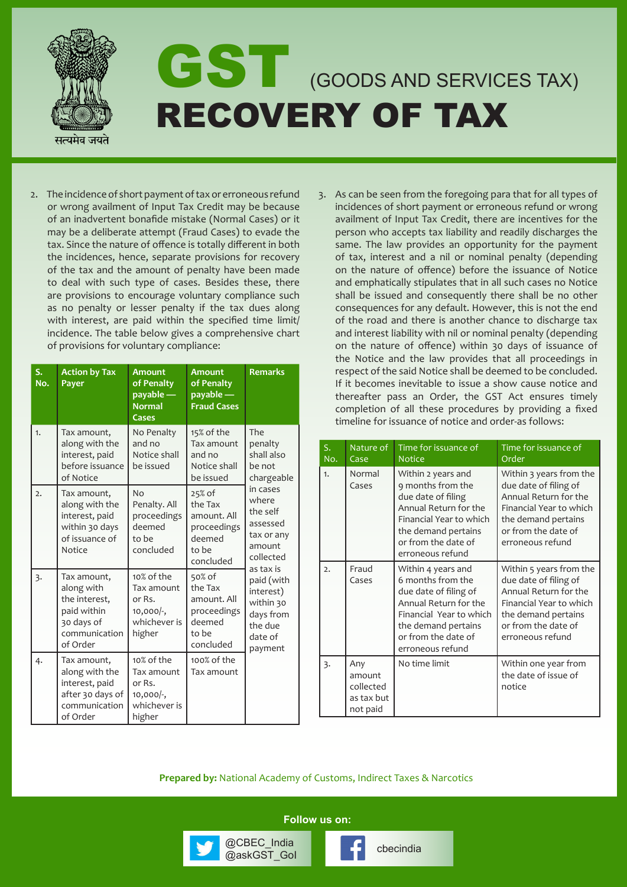# GST (GOODS AND SERVICES TAX)
# RECOVERY OF TAX

2. The incidence of short payment of tax or erroneous refund or wrong availment of Input Tax Credit may be because of an inadvertent bonafide mistake (Normal Cases) or it may be a deliberate attempt (Fraud Cases) to evade the tax. Since the nature of offence is totally different in both the incidences, hence, separate provisions for recovery of the tax and the amount of penalty have been made to deal with such type of cases. Besides these, there are provisions to encourage voluntary compliance such as no penalty or lesser penalty if the tax dues along with interest, are paid within the specified time limit/ incidence. The table below gives a comprehensive chart of provisions for voluntary compliance:

| S. No. | Action by Tax Payer | Amount of Penalty payable — Normal Cases | Amount of Penalty payable — Fraud Cases | Remarks |
|---|---|---|---|---|
| 1. | Tax amount, along with the interest, paid before issuance of Notice | No Penalty and no Notice shall be issued | 15% of the Tax amount and no Notice shall be issued | The penalty shall also be not chargeable in cases where the self assessed tax or any amount collected as tax is paid (with interest) within 30 days from the due date of payment |
| 2. | Tax amount, along with the interest, paid within 30 days of issuance of Notice | No Penalty. All proceedings deemed to be concluded | 25% of the Tax amount. All proceedings deemed to be concluded | |
| 3. | Tax amount, along with the interest, paid within 30 days of communication of Order | 10% of the Tax amount or Rs. 10,000/-, whichever is higher | 50% of the Tax amount. All proceedings deemed to be concluded | |
| 4. | Tax amount, along with the interest, paid after 30 days of communication of Order | 10% of the Tax amount or Rs. 10,000/-, whichever is higher | 100% of the Tax amount | |

3. As can be seen from the foregoing para that for all types of incidences of short payment or erroneous refund or wrong availment of Input Tax Credit, there are incentives for the person who accepts tax liability and readily discharges the same. The law provides an opportunity for the payment of tax, interest and a nil or nominal penalty (depending on the nature of offence) before the issuance of Notice and emphatically stipulates that in all such cases no Notice shall be issued and consequently there shall be no other consequences for any default. However, this is not the end of the road and there is another chance to discharge tax and interest liability with nil or nominal penalty (depending on the nature of offence) within 30 days of issuance of the Notice and the law provides that all proceedings in respect of the said Notice shall be deemed to be concluded. If it becomes inevitable to issue a show cause notice and thereafter pass an Order, the GST Act ensures timely completion of all these procedures by providing a fixed timeline for issuance of notice and order-as follows:

| S. No. | Nature of Case | Time for issuance of Notice | Time for issuance of Order |
|---|---|---|---|
| 1. | Normal Cases | Within 2 years and 9 months from the due date of filing Annual Return for the Financial Year to which the demand pertains or from the date of erroneous refund | Within 3 years from the due date of filing of Annual Return for the Financial Year to which the demand pertains or from the date of erroneous refund |
| 2. | Fraud Cases | Within 4 years and 6 months from the due date of filing of Annual Return for the Financial Year to which the demand pertains or from the date of erroneous refund | Within 5 years from the due date of filing of Annual Return for the Financial Year to which the demand pertains or from the date of erroneous refund |
| 3. | Any amount collected as tax but not paid | No time limit | Within one year from the date of issue of notice |

**Prepared by:** National Academy of Customs, Indirect Taxes & Narcotics

**Follow us on:**

@CBEC_India
@askGST_GoI

cbecindia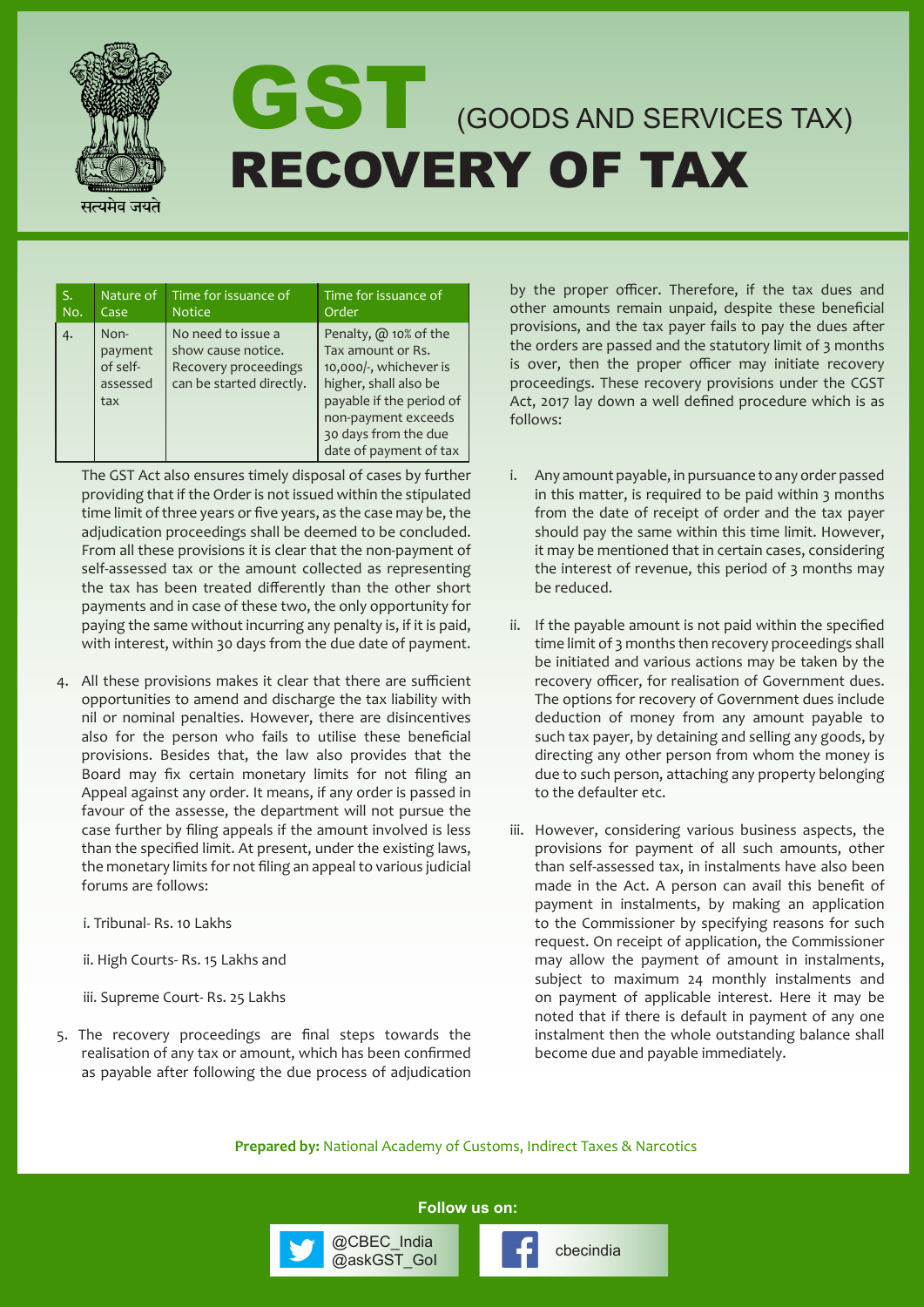# GST (GOODS AND SERVICES TAX)

# RECOVERY OF TAX

| S. No. | Nature of Case | Time for issuance of Notice | Time for issuance of Order |
|---|---|---|---|
| 4. | Non-payment of self-assessed tax | No need to issue a show cause notice. Recovery proceedings can be started directly. | Penalty, @ 10% of the Tax amount or Rs. 10,000/-, whichever is higher, shall also be payable if the period of non-payment exceeds 30 days from the due date of payment of tax |

The GST Act also ensures timely disposal of cases by further providing that if the Order is not issued within the stipulated time limit of three years or five years, as the case may be, the adjudication proceedings shall be deemed to be concluded. From all these provisions it is clear that the non-payment of self-assessed tax or the amount collected as representing the tax has been treated differently than the other short payments and in case of these two, the only opportunity for paying the same without incurring any penalty is, if it is paid, with interest, within 30 days from the due date of payment.

4. All these provisions makes it clear that there are sufficient opportunities to amend and discharge the tax liability with nil or nominal penalties. However, there are disincentives also for the person who fails to utilise these beneficial provisions. Besides that, the law also provides that the Board may fix certain monetary limits for not filing an Appeal against any order. It means, if any order is passed in favour of the assesse, the department will not pursue the case further by filing appeals if the amount involved is less than the specified limit. At present, under the existing laws, the monetary limits for not filing an appeal to various judicial forums are follows:

   i. Tribunal- Rs. 10 Lakhs

   ii. High Courts- Rs. 15 Lakhs and

   iii. Supreme Court- Rs. 25 Lakhs

5. The recovery proceedings are final steps towards the realisation of any tax or amount, which has been confirmed as payable after following the due process of adjudication by the proper officer. Therefore, if the tax dues and other amounts remain unpaid, despite these beneficial provisions, and the tax payer fails to pay the dues after the orders are passed and the statutory limit of 3 months is over, then the proper officer may initiate recovery proceedings. These recovery provisions under the CGST Act, 2017 lay down a well defined procedure which is as follows:

   i. Any amount payable, in pursuance to any order passed in this matter, is required to be paid within 3 months from the date of receipt of order and the tax payer should pay the same within this time limit. However, it may be mentioned that in certain cases, considering the interest of revenue, this period of 3 months may be reduced.

   ii. If the payable amount is not paid within the specified time limit of 3 months then recovery proceedings shall be initiated and various actions may be taken by the recovery officer, for realisation of Government dues. The options for recovery of Government dues include deduction of money from any amount payable to such tax payer, by detaining and selling any goods, by directing any other person from whom the money is due to such person, attaching any property belonging to the defaulter etc.

   iii. However, considering various business aspects, the provisions for payment of all such amounts, other than self-assessed tax, in instalments have also been made in the Act. A person can avail this benefit of payment in instalments, by making an application to the Commissioner by specifying reasons for such request. On receipt of application, the Commissioner may allow the payment of amount in instalments, subject to maximum 24 monthly instalments and on payment of applicable interest. Here it may be noted that if there is default in payment of any one instalment then the whole outstanding balance shall become due and payable immediately.

**Prepared by:** National Academy of Customs, Indirect Taxes & Narcotics

Follow us on:

@CBEC_India
@askGST_GoI

cbecindia